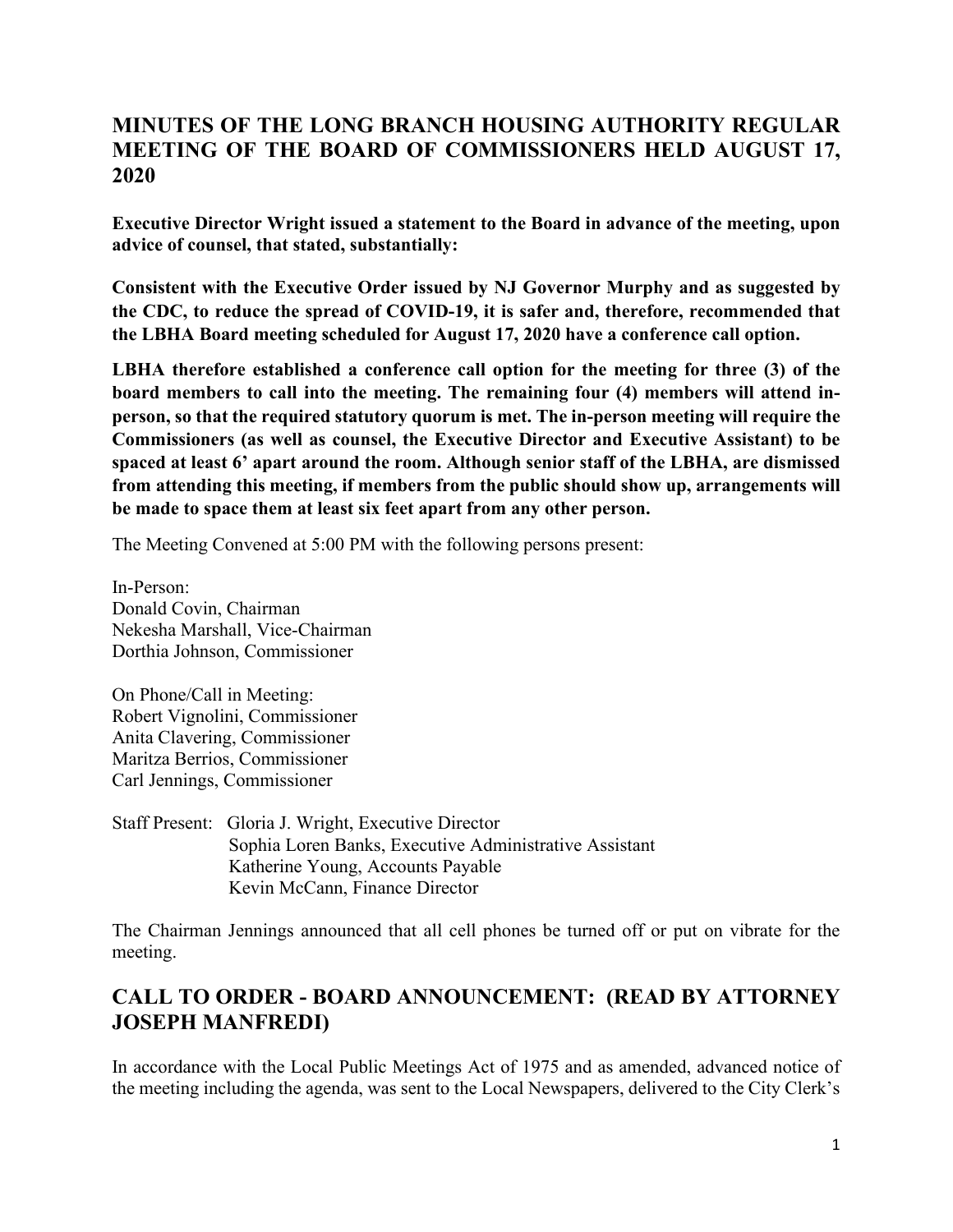## MINUTES OF THE LONG BRANCH HOUSING AUTHORITY REGULAR MEETING OF THE BOARD OF COMMISSIONERS HELD AUGUST 17, 2020

**Executive Director Wright issued a statement to the Board in advance of the meeting, upon advice of counsel, that stated, substantially:**

**Consistent with the Executive Order issued by NJ Governor Murphy and as suggested by the CDC, to reduce the spread of COVID-19, it is safer and, therefore, recommended that the LBHA Board meeting scheduled for August 17, 2020 have a conference call option.**

**LBHA therefore established a conference call option for the meeting for three (3) of the board members to call into the meeting. The remaining four (4) members will attend in-person, so that the required statutory quorum is met. The in-person meeting will require the Commissioners (as well as counsel, the Executive Director and Executive Assistant) to be spaced at least 6' apart around the room. Although senior staff of the LBHA, are dismissed from attending this meeting, if members from the public should show up, arrangements will be made to space them at least six feet apart from any other person.**

The Meeting Convened at 5:00 PM with the following persons present:

In-Person:
Donald Covin, Chairman
Nekesha Marshall, Vice-Chairman
Dorthia Johnson, Commissioner

On Phone/Call in Meeting:
Robert Vignolini, Commissioner
Anita Clavering, Commissioner
Maritza Berrios, Commissioner
Carl Jennings, Commissioner

Staff Present: Gloria J. Wright, Executive Director
Sophia Loren Banks, Executive Administrative Assistant
Katherine Young, Accounts Payable
Kevin McCann, Finance Director

The Chairman Jennings announced that all cell phones be turned off or put on vibrate for the meeting.

## CALL TO ORDER - BOARD ANNOUNCEMENT: (READ BY ATTORNEY JOSEPH MANFREDI)

In accordance with the Local Public Meetings Act of 1975 and as amended, advanced notice of the meeting including the agenda, was sent to the Local Newspapers, delivered to the City Clerk's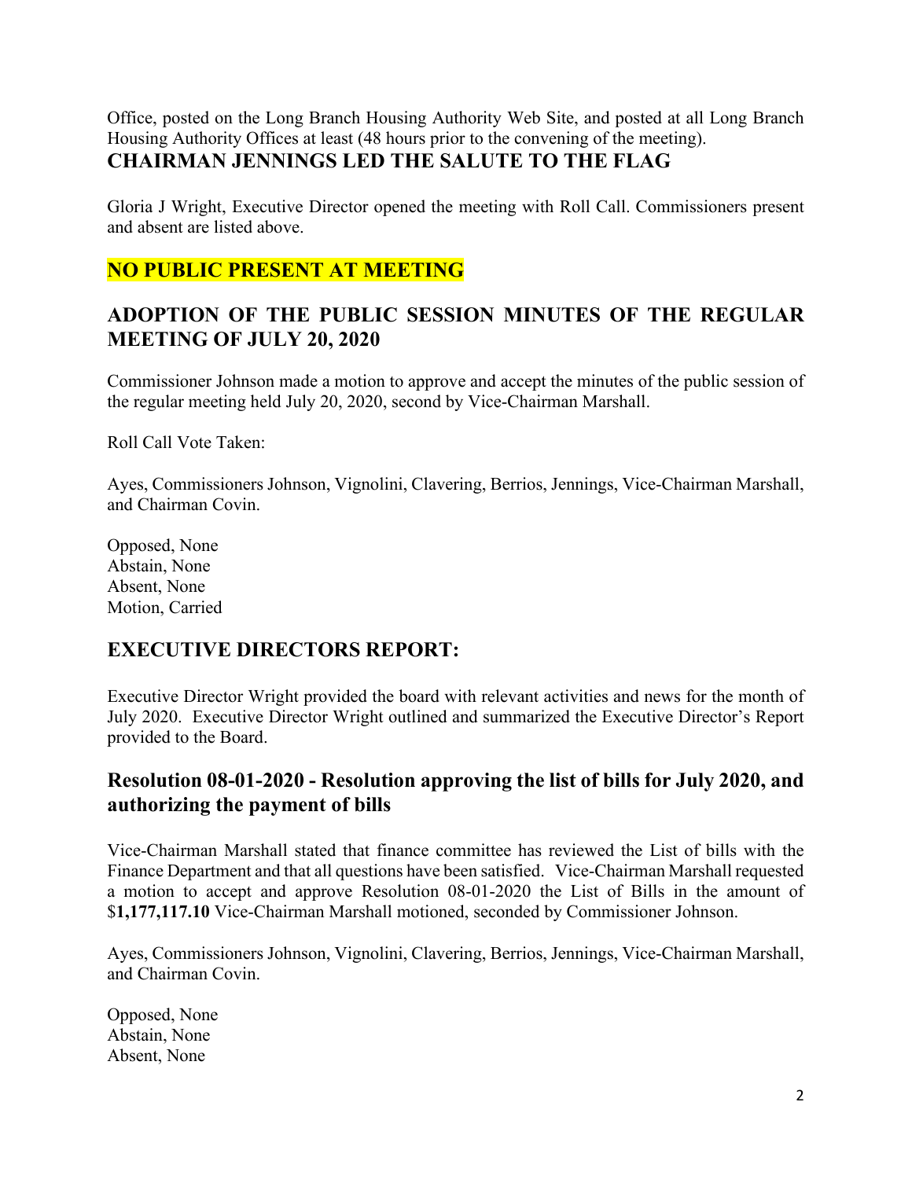Office, posted on the Long Branch Housing Authority Web Site, and posted at all Long Branch Housing Authority Offices at least (48 hours prior to the convening of the meeting).

**CHAIRMAN JENNINGS LED THE SALUTE TO THE FLAG**

Gloria J Wright, Executive Director opened the meeting with Roll Call. Commissioners present and absent are listed above.

## NO PUBLIC PRESENT AT MEETING

## ADOPTION OF THE PUBLIC SESSION MINUTES OF THE REGULAR MEETING OF JULY 20, 2020

Commissioner Johnson made a motion to approve and accept the minutes of the public session of the regular meeting held July 20, 2020, second by Vice-Chairman Marshall.

Roll Call Vote Taken:

Ayes, Commissioners Johnson, Vignolini, Clavering, Berrios, Jennings, Vice-Chairman Marshall, and Chairman Covin.

Opposed, None
Abstain, None
Absent, None
Motion, Carried

## EXECUTIVE DIRECTORS REPORT:

Executive Director Wright provided the board with relevant activities and news for the month of July 2020. Executive Director Wright outlined and summarized the Executive Director's Report provided to the Board.

## Resolution 08-01-2020 - Resolution approving the list of bills for July 2020, and authorizing the payment of bills

Vice-Chairman Marshall stated that finance committee has reviewed the List of bills with the Finance Department and that all questions have been satisfied. Vice-Chairman Marshall requested a motion to accept and approve Resolution 08-01-2020 the List of Bills in the amount of $**1,177,117.10** Vice-Chairman Marshall motioned, seconded by Commissioner Johnson.

Ayes, Commissioners Johnson, Vignolini, Clavering, Berrios, Jennings, Vice-Chairman Marshall, and Chairman Covin.

Opposed, None
Abstain, None
Absent, None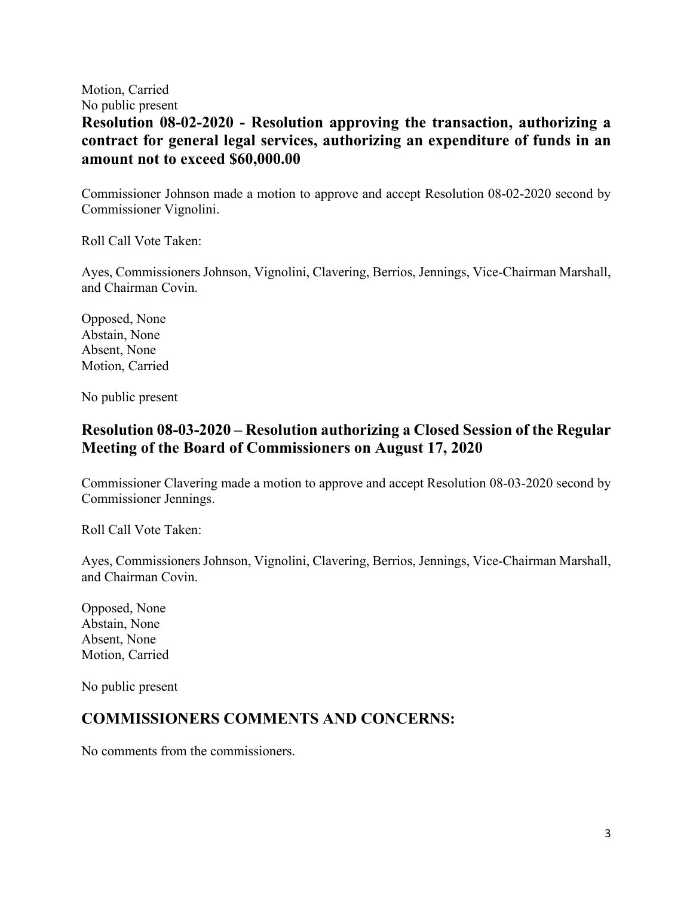Motion, Carried
No public present

### Resolution 08-02-2020 - Resolution approving the transaction, authorizing a contract for general legal services, authorizing an expenditure of funds in an amount not to exceed $60,000.00

Commissioner Johnson made a motion to approve and accept Resolution 08-02-2020 second by Commissioner Vignolini.

Roll Call Vote Taken:

Ayes, Commissioners Johnson, Vignolini, Clavering, Berrios, Jennings, Vice-Chairman Marshall, and Chairman Covin.

Opposed, None
Abstain, None
Absent, None
Motion, Carried

No public present

## Resolution 08-03-2020 – Resolution authorizing a Closed Session of the Regular Meeting of the Board of Commissioners on August 17, 2020

Commissioner Clavering made a motion to approve and accept Resolution 08-03-2020 second by Commissioner Jennings.

Roll Call Vote Taken:

Ayes, Commissioners Johnson, Vignolini, Clavering, Berrios, Jennings, Vice-Chairman Marshall, and Chairman Covin.

Opposed, None
Abstain, None
Absent, None
Motion, Carried

No public present

## COMMISSIONERS COMMENTS AND CONCERNS:

No comments from the commissioners.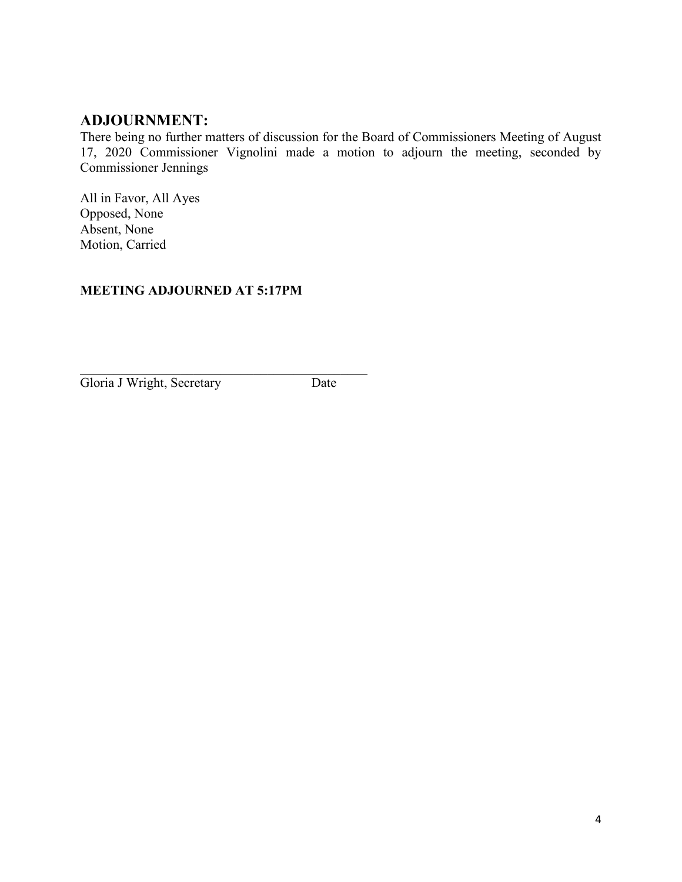## ADJOURNMENT:

There being no further matters of discussion for the Board of Commissioners Meeting of August 17, 2020 Commissioner Vignolini made a motion to adjourn the meeting, seconded by Commissioner Jennings

All in Favor, All Ayes
Opposed, None
Absent, None
Motion, Carried

**MEETING ADJOURNED AT 5:17PM**

\_\_\_\_\_\_\_\_\_\_\_\_\_\_\_\_\_\_\_\_\_\_\_\_\_\_\_\_\_\_\_\_\_\_\_\_\_\_\_\_\_\_\_\_

Gloria J Wright, Secretary                    Date